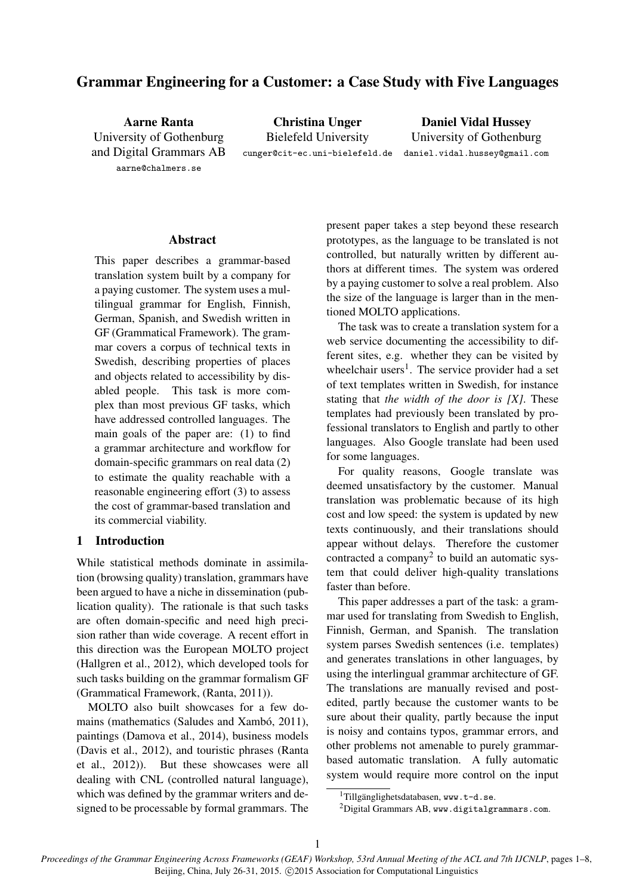# Grammar Engineering for a Customer: a Case Study with Five Languages

**Aarne Ranta**
University of Gothenburg
and Digital Grammars AB
aarne@chalmers.se

**Christina Unger**
Bielefeld University
cunger@cit-ec.uni-bielefeld.de

**Daniel Vidal Hussey**
University of Gothenburg
daniel.vidal.hussey@gmail.com

## Abstract

This paper describes a grammar-based translation system built by a company for a paying customer. The system uses a multilingual grammar for English, Finnish, German, Spanish, and Swedish written in GF (Grammatical Framework). The grammar covers a corpus of technical texts in Swedish, describing properties of places and objects related to accessibility by disabled people. This task is more complex than most previous GF tasks, which have addressed controlled languages. The main goals of the paper are: (1) to find a grammar architecture and workflow for domain-specific grammars on real data (2) to estimate the quality reachable with a reasonable engineering effort (3) to assess the cost of grammar-based translation and its commercial viability.

## 1 Introduction

While statistical methods dominate in assimilation (browsing quality) translation, grammars have been argued to have a niche in dissemination (publication quality). The rationale is that such tasks are often domain-specific and need high precision rather than wide coverage. A recent effort in this direction was the European MOLTO project (Hallgren et al., 2012), which developed tools for such tasks building on the grammar formalism GF (Grammatical Framework, (Ranta, 2011)).

MOLTO also built showcases for a few domains (mathematics (Saludes and Xambó, 2011), paintings (Damova et al., 2014), business models (Davis et al., 2012), and touristic phrases (Ranta et al., 2012)). But these showcases were all dealing with CNL (controlled natural language), which was defined by the grammar writers and designed to be processable by formal grammars. The present paper takes a step beyond these research prototypes, as the language to be translated is not controlled, but naturally written by different authors at different times. The system was ordered by a paying customer to solve a real problem. Also the size of the language is larger than in the mentioned MOLTO applications.

The task was to create a translation system for a web service documenting the accessibility to different sites, e.g. whether they can be visited by wheelchair users[1]. The service provider had a set of text templates written in Swedish, for instance stating that *the width of the door is [X]*. These templates had previously been translated by professional translators to English and partly to other languages. Also Google translate had been used for some languages.

For quality reasons, Google translate was deemed unsatisfactory by the customer. Manual translation was problematic because of its high cost and low speed: the system is updated by new texts continuously, and their translations should appear without delays. Therefore the customer contracted a company[2] to build an automatic system that could deliver high-quality translations faster than before.

This paper addresses a part of the task: a grammar used for translating from Swedish to English, Finnish, German, and Spanish. The translation system parses Swedish sentences (i.e. templates) and generates translations in other languages, by using the interlingual grammar architecture of GF. The translations are manually revised and post-edited, partly because the customer wants to be sure about their quality, partly because the input is noisy and contains typos, grammar errors, and other problems not amenable to purely grammar-based automatic translation. A fully automatic system would require more control on the input

[1] Tillgänglighetsdatabasen, www.t-d.se.

[2] Digital Grammars AB, www.digitalgrammars.com.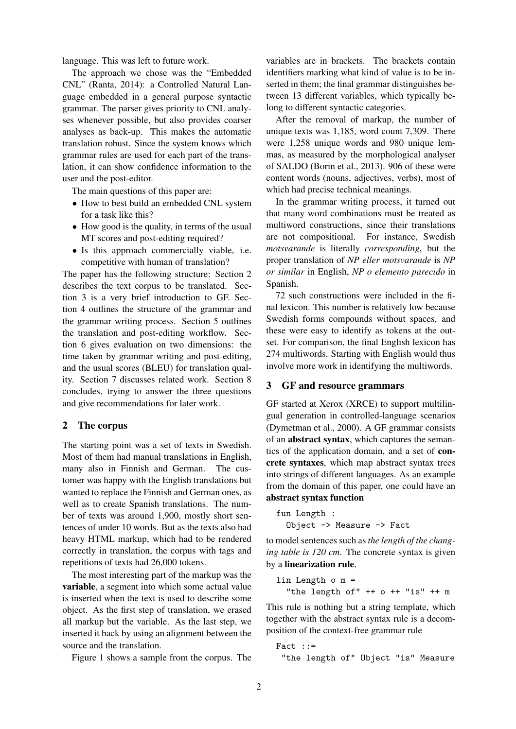language. This was left to future work.

The approach we chose was the "Embedded CNL" (Ranta, 2014): a Controlled Natural Language embedded in a general purpose syntactic grammar. The parser gives priority to CNL analyses whenever possible, but also provides coarser analyses as back-up. This makes the automatic translation robust. Since the system knows which grammar rules are used for each part of the translation, it can show confidence information to the user and the post-editor.

The main questions of this paper are:

- How to best build an embedded CNL system for a task like this?
- How good is the quality, in terms of the usual MT scores and post-editing required?
- Is this approach commercially viable, i.e. competitive with human of translation?

The paper has the following structure: Section 2 describes the text corpus to be translated. Section 3 is a very brief introduction to GF. Section 4 outlines the structure of the grammar and the grammar writing process. Section 5 outlines the translation and post-editing workflow. Section 6 gives evaluation on two dimensions: the time taken by grammar writing and post-editing, and the usual scores (BLEU) for translation quality. Section 7 discusses related work. Section 8 concludes, trying to answer the three questions and give recommendations for later work.

## 2 The corpus

The starting point was a set of texts in Swedish. Most of them had manual translations in English, many also in Finnish and German. The customer was happy with the English translations but wanted to replace the Finnish and German ones, as well as to create Spanish translations. The number of texts was around 1,900, mostly short sentences of under 10 words. But as the texts also had heavy HTML markup, which had to be rendered correctly in translation, the corpus with tags and repetitions of texts had 26,000 tokens.

The most interesting part of the markup was the **variable**, a segment into which some actual value is inserted when the text is used to describe some object. As the first step of translation, we erased all markup but the variable. As the last step, we inserted it back by using an alignment between the source and the translation.

Figure 1 shows a sample from the corpus. The variables are in brackets. The brackets contain identifiers marking what kind of value is to be inserted in them; the final grammar distinguishes between 13 different variables, which typically belong to different syntactic categories.

After the removal of markup, the number of unique texts was 1,185, word count 7,309. There were 1,258 unique words and 980 unique lemmas, as measured by the morphological analyser of SALDO (Borin et al., 2013). 906 of these were content words (nouns, adjectives, verbs), most of which had precise technical meanings.

In the grammar writing process, it turned out that many word combinations must be treated as multiword constructions, since their translations are not compositional. For instance, Swedish *motsvarande* is literally *corresponding*, but the proper translation of *NP eller motsvarande* is *NP or similar* in English, *NP o elemento parecido* in Spanish.

72 such constructions were included in the final lexicon. This number is relatively low because Swedish forms compounds without spaces, and these were easy to identify as tokens at the outset. For comparison, the final English lexicon has 274 multiwords. Starting with English would thus involve more work in identifying the multiwords.

## 3 GF and resource grammars

GF started at Xerox (XRCE) to support multilingual generation in controlled-language scenarios (Dymetman et al., 2000). A GF grammar consists of an **abstract syntax**, which captures the semantics of the application domain, and a set of **concrete syntaxes**, which map abstract syntax trees into strings of different languages. As an example from the domain of this paper, one could have an **abstract syntax function**

```
fun Length :
  Object -> Measure -> Fact
```

to model sentences such as *the length of the changing table is 120 cm*. The concrete syntax is given by a **linearization rule**,

```
lin Length o m =
  "the length of" ++ o ++ "is" ++ m
```

This rule is nothing but a string template, which together with the abstract syntax rule is a decomposition of the context-free grammar rule

```
Fact ::=
 "the length of" Object "is" Measure
```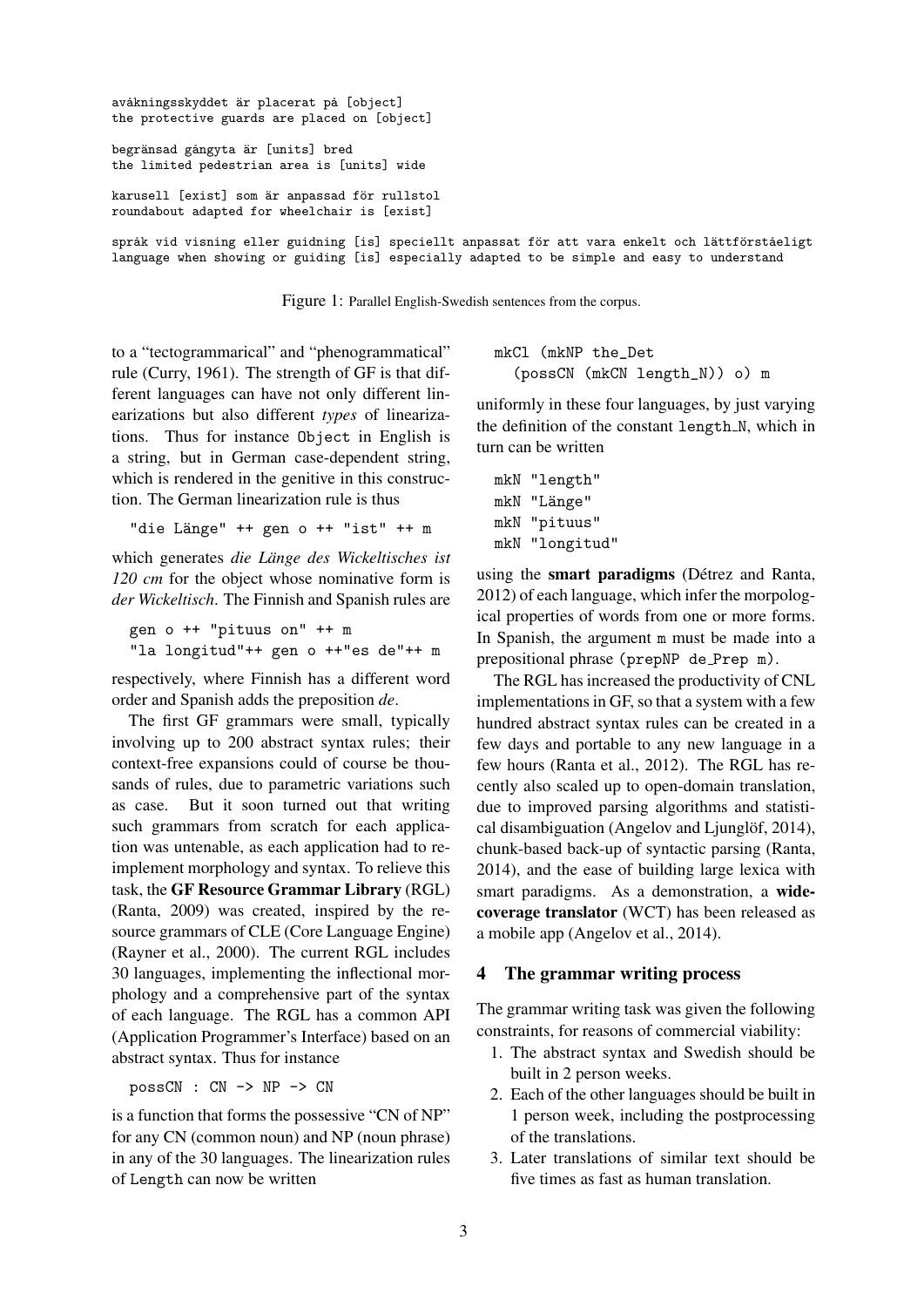```
avåkningsskyddet är placerat på [object]
the protective guards are placed on [object]

begränsad gångyta är [units] bred
the limited pedestrian area is [units] wide

karusell [exist] som är anpassad för rullstol
roundabout adapted for wheelchair is [exist]

språk vid visning eller guidning [is] speciellt anpassat för att vara enkelt och lättförståeligt
language when showing or guiding [is] especially adapted to be simple and easy to understand
```

Figure 1: Parallel English-Swedish sentences from the corpus.

to a "tectogrammarical" and "phenogrammatical" rule (Curry, 1961). The strength of GF is that different languages can have not only different linearizations but also different *types* of linearizations. Thus for instance `Object` in English is a string, but in German case-dependent string, which is rendered in the genitive in this construction. The German linearization rule is thus

```
"die Länge" ++ gen o ++ "ist" ++ m
```

which generates *die Länge des Wickeltisches ist 120 cm* for the object whose nominative form is *der Wickeltisch*. The Finnish and Spanish rules are

```
gen o ++ "pituus on" ++ m
"la longitud"++ gen o ++"es de"++ m
```

respectively, where Finnish has a different word order and Spanish adds the preposition *de*.

The first GF grammars were small, typically involving up to 200 abstract syntax rules; their context-free expansions could of course be thousands of rules, due to parametric variations such as case. But it soon turned out that writing such grammars from scratch for each application was untenable, as each application had to reimplement morphology and syntax. To relieve this task, the **GF Resource Grammar Library** (RGL) (Ranta, 2009) was created, inspired by the resource grammars of CLE (Core Language Engine) (Rayner et al., 2000). The current RGL includes 30 languages, implementing the inflectional morphology and a comprehensive part of the syntax of each language. The RGL has a common API (Application Programmer's Interface) based on an abstract syntax. Thus for instance

```
possCN : CN -> NP -> CN
```

is a function that forms the possessive "CN of NP" for any CN (common noun) and NP (noun phrase) in any of the 30 languages. The linearization rules of `Length` can now be written

```
mkCl (mkNP the_Det
  (possCN (mkCN length_N)) o) m
```

uniformly in these four languages, by just varying the definition of the constant `length_N`, which in turn can be written

```
mkN "length"
mkN "Länge"
mkN "pituus"
mkN "longitud"
```

using the **smart paradigms** (Détrez and Ranta, 2012) of each language, which infer the morpological properties of words from one or more forms. In Spanish, the argument `m` must be made into a prepositional phrase (`prepNP de_Prep m`).

The RGL has increased the productivity of CNL implementations in GF, so that a system with a few hundred abstract syntax rules can be created in a few days and portable to any new language in a few hours (Ranta et al., 2012). The RGL has recently also scaled up to open-domain translation, due to improved parsing algorithms and statistical disambiguation (Angelov and Ljunglöf, 2014), chunk-based back-up of syntactic parsing (Ranta, 2014), and the ease of building large lexica with smart paradigms. As a demonstration, a **wide-coverage translator** (WCT) has been released as a mobile app (Angelov et al., 2014).

## 4 The grammar writing process

The grammar writing task was given the following constraints, for reasons of commercial viability:

1. The abstract syntax and Swedish should be built in 2 person weeks.
2. Each of the other languages should be built in 1 person week, including the postprocessing of the translations.
3. Later translations of similar text should be five times as fast as human translation.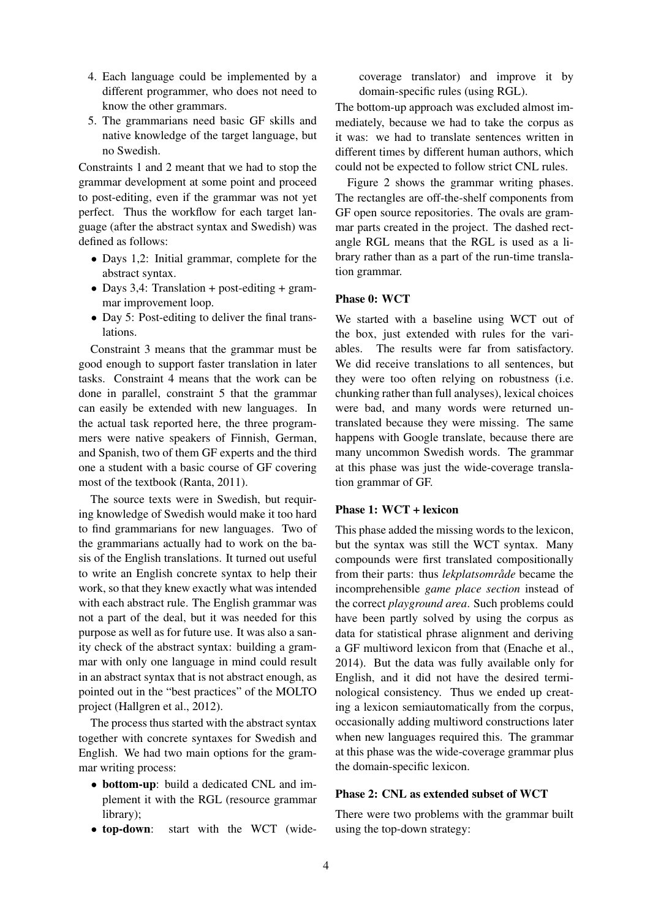4. Each language could be implemented by a different programmer, who does not need to know the other grammars.
5. The grammarians need basic GF skills and native knowledge of the target language, but no Swedish.

Constraints 1 and 2 meant that we had to stop the grammar development at some point and proceed to post-editing, even if the grammar was not yet perfect. Thus the workflow for each target language (after the abstract syntax and Swedish) was defined as follows:

- Days 1,2: Initial grammar, complete for the abstract syntax.
- Days 3,4: Translation + post-editing + grammar improvement loop.
- Day 5: Post-editing to deliver the final translations.

Constraint 3 means that the grammar must be good enough to support faster translation in later tasks. Constraint 4 means that the work can be done in parallel, constraint 5 that the grammar can easily be extended with new languages. In the actual task reported here, the three programmers were native speakers of Finnish, German, and Spanish, two of them GF experts and the third one a student with a basic course of GF covering most of the textbook (Ranta, 2011).

The source texts were in Swedish, but requiring knowledge of Swedish would make it too hard to find grammarians for new languages. Two of the grammarians actually had to work on the basis of the English translations. It turned out useful to write an English concrete syntax to help their work, so that they knew exactly what was intended with each abstract rule. The English grammar was not a part of the deal, but it was needed for this purpose as well as for future use. It was also a sanity check of the abstract syntax: building a grammar with only one language in mind could result in an abstract syntax that is not abstract enough, as pointed out in the "best practices" of the MOLTO project (Hallgren et al., 2012).

The process thus started with the abstract syntax together with concrete syntaxes for Swedish and English. We had two main options for the grammar writing process:

- **bottom-up**: build a dedicated CNL and implement it with the RGL (resource grammar library);
- **top-down**: start with the WCT (wide-coverage translator) and improve it by domain-specific rules (using RGL).

The bottom-up approach was excluded almost immediately, because we had to take the corpus as it was: we had to translate sentences written in different times by different human authors, which could not be expected to follow strict CNL rules.

Figure 2 shows the grammar writing phases. The rectangles are off-the-shelf components from GF open source repositories. The ovals are grammar parts created in the project. The dashed rectangle RGL means that the RGL is used as a library rather than as a part of the run-time translation grammar.

#### Phase 0: WCT

We started with a baseline using WCT out of the box, just extended with rules for the variables. The results were far from satisfactory. We did receive translations to all sentences, but they were too often relying on robustness (i.e. chunking rather than full analyses), lexical choices were bad, and many words were returned untranslated because they were missing. The same happens with Google translate, because there are many uncommon Swedish words. The grammar at this phase was just the wide-coverage translation grammar of GF.

#### Phase 1: WCT + lexicon

This phase added the missing words to the lexicon, but the syntax was still the WCT syntax. Many compounds were first translated compositionally from their parts: thus *lekplatsområde* became the incomprehensible *game place section* instead of the correct *playground area*. Such problems could have been partly solved by using the corpus as data for statistical phrase alignment and deriving a GF multiword lexicon from that (Enache et al., 2014). But the data was fully available only for English, and it did not have the desired terminological consistency. Thus we ended up creating a lexicon semiautomatically from the corpus, occasionally adding multiword constructions later when new languages required this. The grammar at this phase was the wide-coverage grammar plus the domain-specific lexicon.

#### Phase 2: CNL as extended subset of WCT

There were two problems with the grammar built using the top-down strategy: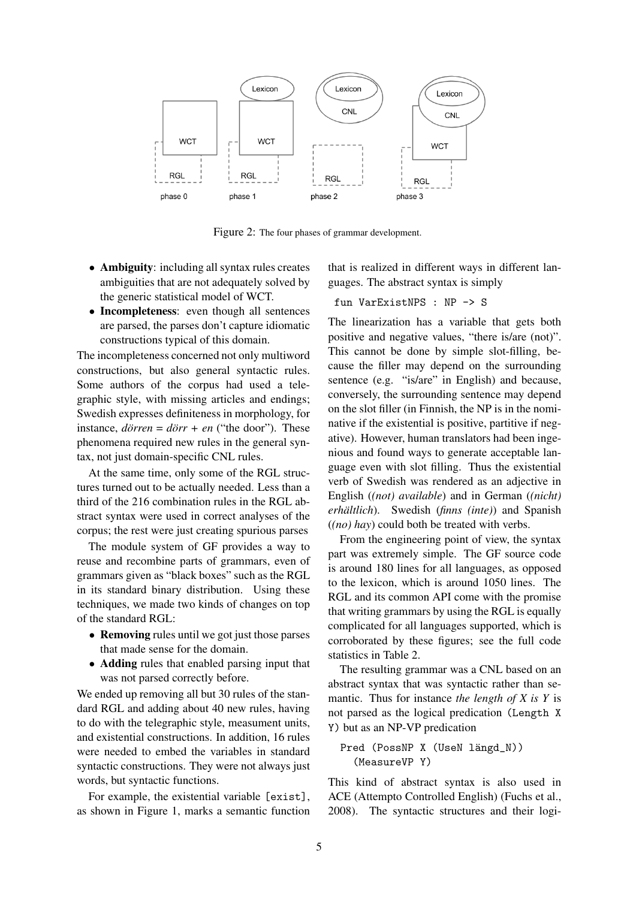Figure 2: The four phases of grammar development.

- **Ambiguity**: including all syntax rules creates ambiguities that are not adequately solved by the generic statistical model of WCT.
- **Incompleteness**: even though all sentences are parsed, the parses don't capture idiomatic constructions typical of this domain.

The incompleteness concerned not only multiword constructions, but also general syntactic rules. Some authors of the corpus had used a telegraphic style, with missing articles and endings; Swedish expresses definiteness in morphology, for instance, *dörren* = *dörr* + *en* ("the door"). These phenomena required new rules in the general syntax, not just domain-specific CNL rules.

At the same time, only some of the RGL structures turned out to be actually needed. Less than a third of the 216 combination rules in the RGL abstract syntax were used in correct analyses of the corpus; the rest were just creating spurious parses

The module system of GF provides a way to reuse and recombine parts of grammars, even of grammars given as "black boxes" such as the RGL in its standard binary distribution. Using these techniques, we made two kinds of changes on top of the standard RGL:

- **Removing** rules until we got just those parses that made sense for the domain.
- **Adding** rules that enabled parsing input that was not parsed correctly before.

We ended up removing all but 30 rules of the standard RGL and adding about 40 new rules, having to do with the telegraphic style, measument units, and existential constructions. In addition, 16 rules were needed to embed the variables in standard syntactic constructions. They were not always just words, but syntactic functions.

For example, the existential variable `[exist]`, as shown in Figure 1, marks a semantic function that is realized in different ways in different languages. The abstract syntax is simply

```
fun VarExistNPS : NP -> S
```

The linearization has a variable that gets both positive and negative values, "there is/are (not)". This cannot be done by simple slot-filling, because the filler may depend on the surrounding sentence (e.g. "is/are" in English) and because, conversely, the surrounding sentence may depend on the slot filler (in Finnish, the NP is in the nominative if the existential is positive, partitive if negative). However, human translators had been ingenious and found ways to generate acceptable language even with slot filling. Thus the existential verb of Swedish was rendered as an adjective in English (*(not) available*) and in German (*(nicht) erhältlich*). Swedish (*finns (inte)*) and Spanish (*(no) hay*) could both be treated with verbs.

From the engineering point of view, the syntax part was extremely simple. The GF source code is around 180 lines for all languages, as opposed to the lexicon, which is around 1050 lines. The RGL and its common API come with the promise that writing grammars by using the RGL is equally complicated for all languages supported, which is corroborated by these figures; see the full code statistics in Table 2.

The resulting grammar was a CNL based on an abstract syntax that was syntactic rather than semantic. Thus for instance *the length of X is Y* is not parsed as the logical predication `(Length X Y)` but as an NP-VP predication

```
Pred (PossNP X (UseN längd_N))
  (MeasureVP Y)
```

This kind of abstract syntax is also used in ACE (Attempto Controlled English) (Fuchs et al., 2008). The syntactic structures and their logi-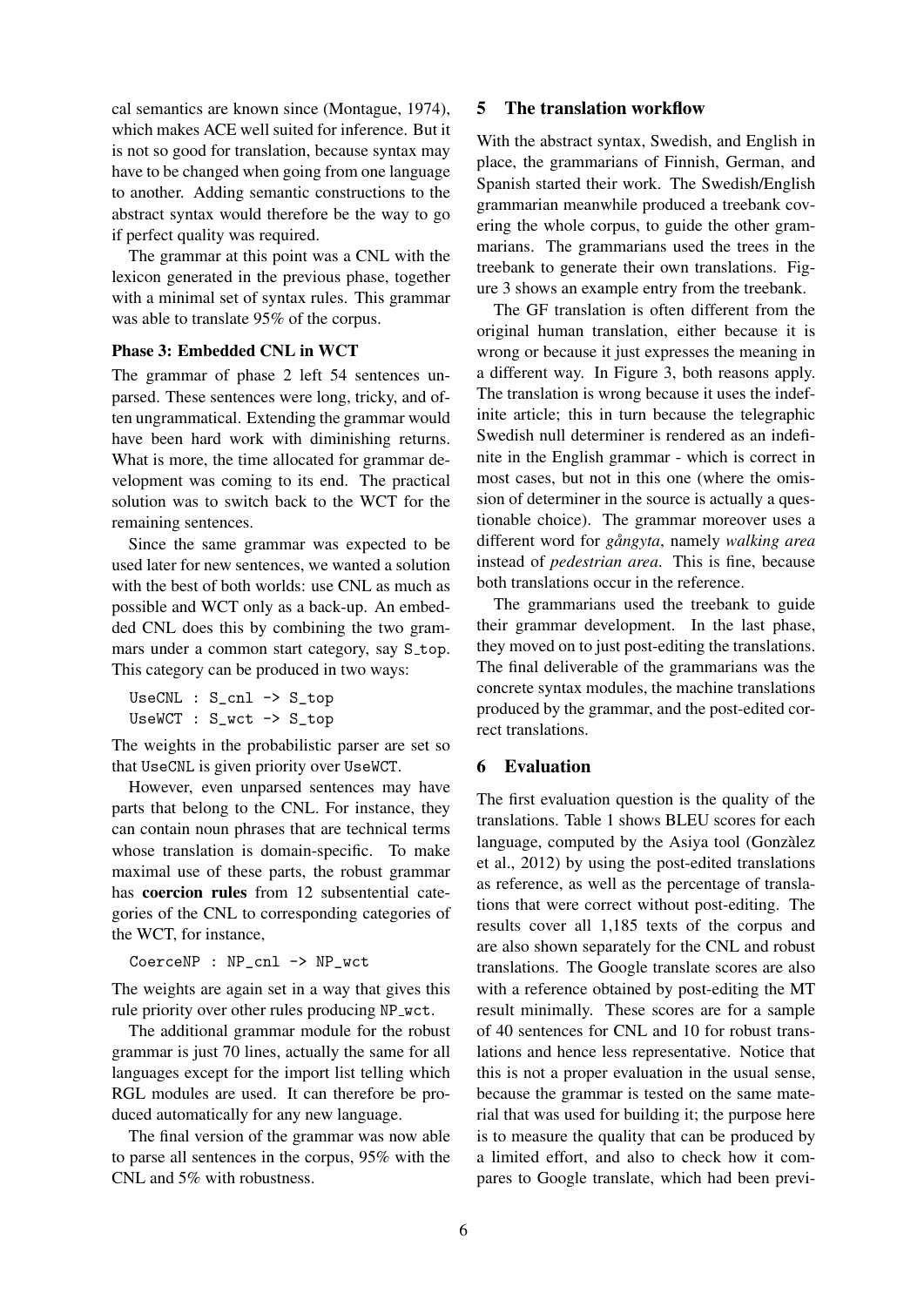cal semantics are known since (Montague, 1974), which makes ACE well suited for inference. But it is not so good for translation, because syntax may have to be changed when going from one language to another. Adding semantic constructions to the abstract syntax would therefore be the way to go if perfect quality was required.

The grammar at this point was a CNL with the lexicon generated in the previous phase, together with a minimal set of syntax rules. This grammar was able to translate 95% of the corpus.

#### Phase 3: Embedded CNL in WCT

The grammar of phase 2 left 54 sentences unparsed. These sentences were long, tricky, and often ungrammatical. Extending the grammar would have been hard work with diminishing returns. What is more, the time allocated for grammar development was coming to its end. The practical solution was to switch back to the WCT for the remaining sentences.

Since the same grammar was expected to be used later for new sentences, we wanted a solution with the best of both worlds: use CNL as much as possible and WCT only as a back-up. An embedded CNL does this by combining the two grammars under a common start category, say S_top. This category can be produced in two ways:

```
UseCNL : S_cnl -> S_top
UseWCT : S_wct -> S_top
```

The weights in the probabilistic parser are set so that UseCNL is given priority over UseWCT.

However, even unparsed sentences may have parts that belong to the CNL. For instance, they can contain noun phrases that are technical terms whose translation is domain-specific. To make maximal use of these parts, the robust grammar has **coercion rules** from 12 subsentential categories of the CNL to corresponding categories of the WCT, for instance,

```
CoerceNP : NP_cnl -> NP_wct
```

The weights are again set in a way that gives this rule priority over other rules producing NP_wct.

The additional grammar module for the robust grammar is just 70 lines, actually the same for all languages except for the import list telling which RGL modules are used. It can therefore be produced automatically for any new language.

The final version of the grammar was now able to parse all sentences in the corpus, 95% with the CNL and 5% with robustness.

## 5 The translation workflow

With the abstract syntax, Swedish, and English in place, the grammarians of Finnish, German, and Spanish started their work. The Swedish/English grammarian meanwhile produced a treebank covering the whole corpus, to guide the other grammarians. The grammarians used the trees in the treebank to generate their own translations. Figure 3 shows an example entry from the treebank.

The GF translation is often different from the original human translation, either because it is wrong or because it just expresses the meaning in a different way. In Figure 3, both reasons apply. The translation is wrong because it uses the indefinite article; this in turn because the telegraphic Swedish null determiner is rendered as an indefinite in the English grammar - which is correct in most cases, but not in this one (where the omission of determiner in the source is actually a questionable choice). The grammar moreover uses a different word for *gångyta*, namely *walking area* instead of *pedestrian area*. This is fine, because both translations occur in the reference.

The grammarians used the treebank to guide their grammar development. In the last phase, they moved on to just post-editing the translations. The final deliverable of the grammarians was the concrete syntax modules, the machine translations produced by the grammar, and the post-edited correct translations.

## 6 Evaluation

The first evaluation question is the quality of the translations. Table 1 shows BLEU scores for each language, computed by the Asiya tool (Gonzàlez et al., 2012) by using the post-edited translations as reference, as well as the percentage of translations that were correct without post-editing. The results cover all 1,185 texts of the corpus and are also shown separately for the CNL and robust translations. The Google translate scores are also with a reference obtained by post-editing the MT result minimally. These scores are for a sample of 40 sentences for CNL and 10 for robust translations and hence less representative. Notice that this is not a proper evaluation in the usual sense, because the grammar is tested on the same material that was used for building it; the purpose here is to measure the quality that can be produced by a limited effort, and also to check how it compares to Google translate, which had been previ-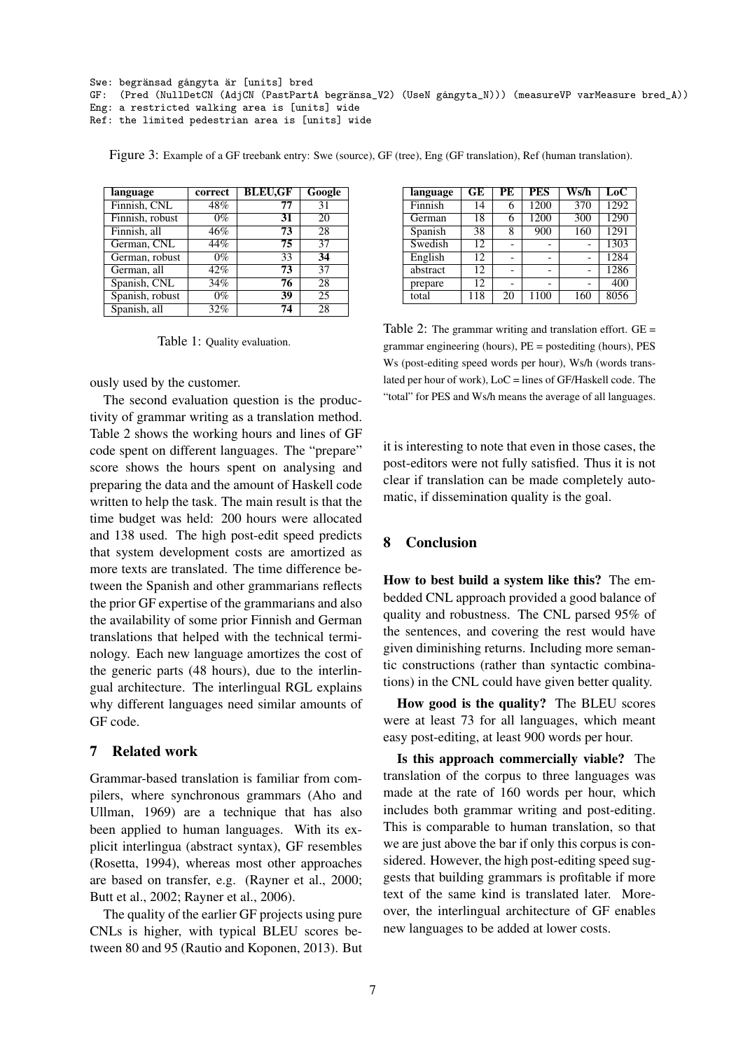```
Swe: begränsad gångyta är [units] bred
GF:  (Pred (NullDetCN (AdjCN (PastPartA begränsa_V2) (UseN gångyta_N))) (measureVP varMeasure bred_A))
Eng: a restricted walking area is [units] wide
Ref: the limited pedestrian area is [units] wide
```

Figure 3: Example of a GF treebank entry: Swe (source), GF (tree), Eng (GF translation), Ref (human translation).

| language | correct | BLEU,GF | Google |
|---|---|---|---|
| Finnish, CNL | 48% | **77** | 31 |
| Finnish, robust | 0% | **31** | 20 |
| Finnish, all | 46% | **73** | 28 |
| German, CNL | 44% | **75** | 37 |
| German, robust | 0% | 33 | **34** |
| German, all | 42% | **73** | 37 |
| Spanish, CNL | 34% | **76** | 28 |
| Spanish, robust | 0% | **39** | 25 |
| Spanish, all | 32% | **74** | 28 |

Table 1: Quality evaluation.

ously used by the customer.

The second evaluation question is the productivity of grammar writing as a translation method. Table 2 shows the working hours and lines of GF code spent on different languages. The "prepare" score shows the hours spent on analysing and preparing the data and the amount of Haskell code written to help the task. The main result is that the time budget was held: 200 hours were allocated and 138 used. The high post-edit speed predicts that system development costs are amortized as more texts are translated. The time difference between the Spanish and other grammarians reflects the prior GF expertise of the grammarians and also the availability of some prior Finnish and German translations that helped with the technical terminology. Each new language amortizes the cost of the generic parts (48 hours), due to the interlingual architecture. The interlingual RGL explains why different languages need similar amounts of GF code.

| language | GE | PE | PES | Ws/h | LoC |
|---|---|---|---|---|---|
| Finnish | 14 | 6 | 1200 | 370 | 1292 |
| German | 18 | 6 | 1200 | 300 | 1290 |
| Spanish | 38 | 8 | 900 | 160 | 1291 |
| Swedish | 12 | - | - | - | 1303 |
| English | 12 | - | - | - | 1284 |
| abstract | 12 | - | - | - | 1286 |
| prepare | 12 | - | - | - | 400 |
| total | 118 | 20 | 1100 | 160 | 8056 |

Table 2: The grammar writing and translation effort. GE = grammar engineering (hours), PE = postediting (hours), PES Ws (post-editing speed words per hour), Ws/h (words translated per hour of work), LoC = lines of GF/Haskell code. The "total" for PES and Ws/h means the average of all languages.

## 7 Related work

Grammar-based translation is familiar from compilers, where synchronous grammars (Aho and Ullman, 1969) are a technique that has also been applied to human languages. With its explicit interlingua (abstract syntax), GF resembles (Rosetta, 1994), whereas most other approaches are based on transfer, e.g. (Rayner et al., 2000; Butt et al., 2002; Rayner et al., 2006).

The quality of the earlier GF projects using pure CNLs is higher, with typical BLEU scores between 80 and 95 (Rautio and Koponen, 2013). But it is interesting to note that even in those cases, the post-editors were not fully satisfied. Thus it is not clear if translation can be made completely automatic, if dissemination quality is the goal.

## 8 Conclusion

**How to best build a system like this?** The embedded CNL approach provided a good balance of quality and robustness. The CNL parsed 95% of the sentences, and covering the rest would have given diminishing returns. Including more semantic constructions (rather than syntactic combinations) in the CNL could have given better quality.

**How good is the quality?** The BLEU scores were at least 73 for all languages, which meant easy post-editing, at least 900 words per hour.

**Is this approach commercially viable?** The translation of the corpus to three languages was made at the rate of 160 words per hour, which includes both grammar writing and post-editing. This is comparable to human translation, so that we are just above the bar if only this corpus is considered. However, the high post-editing speed suggests that building grammars is profitable if more text of the same kind is translated later. Moreover, the interlingual architecture of GF enables new languages to be added at lower costs.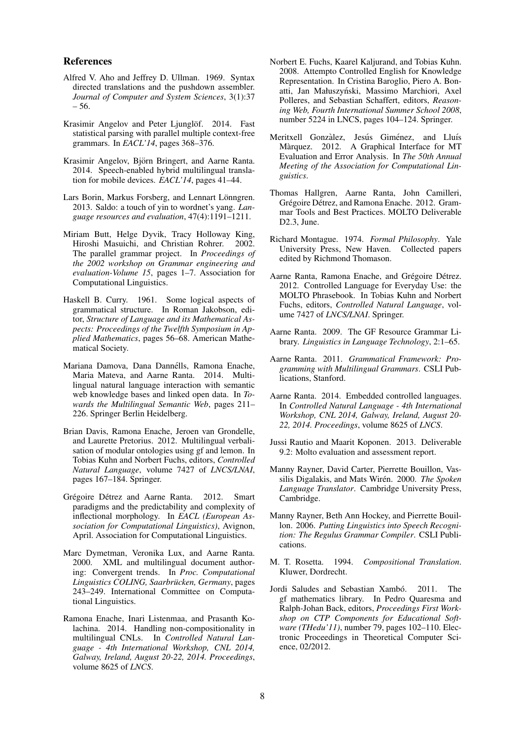## References

Alfred V. Aho and Jeffrey D. Ullman. 1969. Syntax directed translations and the pushdown assembler. *Journal of Computer and System Sciences*, 3(1):37 – 56.

Krasimir Angelov and Peter Ljunglöf. 2014. Fast statistical parsing with parallel multiple context-free grammars. In *EACL'14*, pages 368–376.

Krasimir Angelov, Björn Bringert, and Aarne Ranta. 2014. Speech-enabled hybrid multilingual translation for mobile devices. *EACL'14*, pages 41–44.

Lars Borin, Markus Forsberg, and Lennart Lönngren. 2013. Saldo: a touch of yin to wordnet's yang. *Language resources and evaluation*, 47(4):1191–1211.

Miriam Butt, Helge Dyvik, Tracy Holloway King, Hiroshi Masuichi, and Christian Rohrer. 2002. The parallel grammar project. In *Proceedings of the 2002 workshop on Grammar engineering and evaluation-Volume 15*, pages 1–7. Association for Computational Linguistics.

Haskell B. Curry. 1961. Some logical aspects of grammatical structure. In Roman Jakobson, editor, *Structure of Language and its Mathematical Aspects: Proceedings of the Twelfth Symposium in Applied Mathematics*, pages 56–68. American Mathematical Society.

Mariana Damova, Dana Dannélls, Ramona Enache, Maria Mateva, and Aarne Ranta. 2014. Multilingual natural language interaction with semantic web knowledge bases and linked open data. In *Towards the Multilingual Semantic Web*, pages 211–226. Springer Berlin Heidelberg.

Brian Davis, Ramona Enache, Jeroen van Grondelle, and Laurette Pretorius. 2012. Multilingual verbalisation of modular ontologies using gf and lemon. In Tobias Kuhn and Norbert Fuchs, editors, *Controlled Natural Language*, volume 7427 of *LNCS/LNAI*, pages 167–184. Springer.

Grégoire Détrez and Aarne Ranta. 2012. Smart paradigms and the predictability and complexity of inflectional morphology. In *EACL (European Association for Computational Linguistics)*, Avignon, April. Association for Computational Linguistics.

Marc Dymetman, Veronika Lux, and Aarne Ranta. 2000. XML and multilingual document authoring: Convergent trends. In *Proc. Computational Linguistics COLING, Saarbrücken, Germany*, pages 243–249. International Committee on Computational Linguistics.

Ramona Enache, Inari Listenmaa, and Prasanth Kolachina. 2014. Handling non-compositionality in multilingual CNLs. In *Controlled Natural Language - 4th International Workshop, CNL 2014, Galway, Ireland, August 20-22, 2014. Proceedings*, volume 8625 of *LNCS*.

Norbert E. Fuchs, Kaarel Kaljurand, and Tobias Kuhn. 2008. Attempto Controlled English for Knowledge Representation. In Cristina Baroglio, Piero A. Bonatti, Jan Małuszyński, Massimo Marchiori, Axel Polleres, and Sebastian Schaffert, editors, *Reasoning Web, Fourth International Summer School 2008*, number 5224 in LNCS, pages 104–124. Springer.

Meritxell Gonzàlez, Jesús Giménez, and Lluís Màrquez. 2012. A Graphical Interface for MT Evaluation and Error Analysis. In *The 50th Annual Meeting of the Association for Computational Linguistics*.

Thomas Hallgren, Aarne Ranta, John Camilleri, Grégoire Détrez, and Ramona Enache. 2012. Grammar Tools and Best Practices. MOLTO Deliverable D2.3, June.

Richard Montague. 1974. *Formal Philosophy*. Yale University Press, New Haven. Collected papers edited by Richmond Thomason.

Aarne Ranta, Ramona Enache, and Grégoire Détrez. 2012. Controlled Language for Everyday Use: the MOLTO Phrasebook. In Tobias Kuhn and Norbert Fuchs, editors, *Controlled Natural Language*, volume 7427 of *LNCS/LNAI*. Springer.

Aarne Ranta. 2009. The GF Resource Grammar Library. *Linguistics in Language Technology*, 2:1–65.

Aarne Ranta. 2011. *Grammatical Framework: Programming with Multilingual Grammars*. CSLI Publications, Stanford.

Aarne Ranta. 2014. Embedded controlled languages. In *Controlled Natural Language - 4th International Workshop, CNL 2014, Galway, Ireland, August 20-22, 2014. Proceedings*, volume 8625 of *LNCS*.

Jussi Rautio and Maarit Koponen. 2013. Deliverable 9.2: Molto evaluation and assessment report.

Manny Rayner, David Carter, Pierrette Bouillon, Vassilis Digalakis, and Mats Wirén. 2000. *The Spoken Language Translator*. Cambridge University Press, Cambridge.

Manny Rayner, Beth Ann Hockey, and Pierrette Bouillon. 2006. *Putting Linguistics into Speech Recognition: The Regulus Grammar Compiler*. CSLI Publications.

M. T. Rosetta. 1994. *Compositional Translation*. Kluwer, Dordrecht.

Jordi Saludes and Sebastian Xambó. 2011. The gf mathematics library. In Pedro Quaresma and Ralph-Johan Back, editors, *Proceedings First Workshop on CTP Components for Educational Software (THedu'11)*, number 79, pages 102–110. Electronic Proceedings in Theoretical Computer Science, 02/2012.